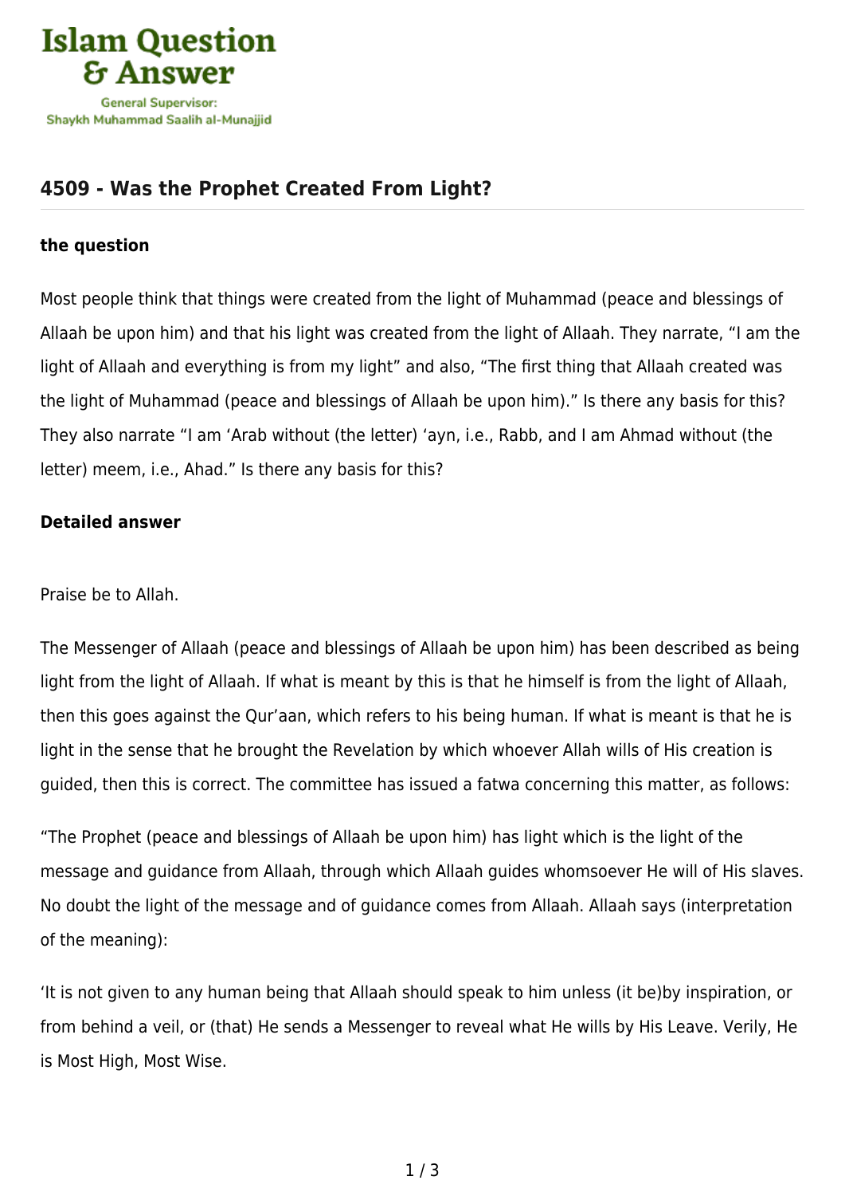# 4509 - Was the Prophet Created From Light?

**the question**

Most people think that things were created from the light of Muhammad (peace and blessings of Allaah be upon him) and that his light was created from the light of Allaah. They narrate, "I am the light of Allaah and everything is from my light" and also, "The first thing that Allaah created was the light of Muhammad (peace and blessings of Allaah be upon him)." Is there any basis for this? They also narrate "I am 'Arab without (the letter) 'ayn, i.e., Rabb, and I am Ahmad without (the letter) meem, i.e., Ahad." Is there any basis for this?

**Detailed answer**

Praise be to Allah.

The Messenger of Allaah (peace and blessings of Allaah be upon him) has been described as being light from the light of Allaah. If what is meant by this is that he himself is from the light of Allaah, then this goes against the Qur'aan, which refers to his being human. If what is meant is that he is light in the sense that he brought the Revelation by which whoever Allah wills of His creation is guided, then this is correct. The committee has issued a fatwa concerning this matter, as follows:

"The Prophet (peace and blessings of Allaah be upon him) has light which is the light of the message and guidance from Allaah, through which Allaah guides whomsoever He will of His slaves. No doubt the light of the message and of guidance comes from Allaah. Allaah says (interpretation of the meaning):

'It is not given to any human being that Allaah should speak to him unless (it be)by inspiration, or from behind a veil, or (that) He sends a Messenger to reveal what He wills by His Leave. Verily, He is Most High, Most Wise.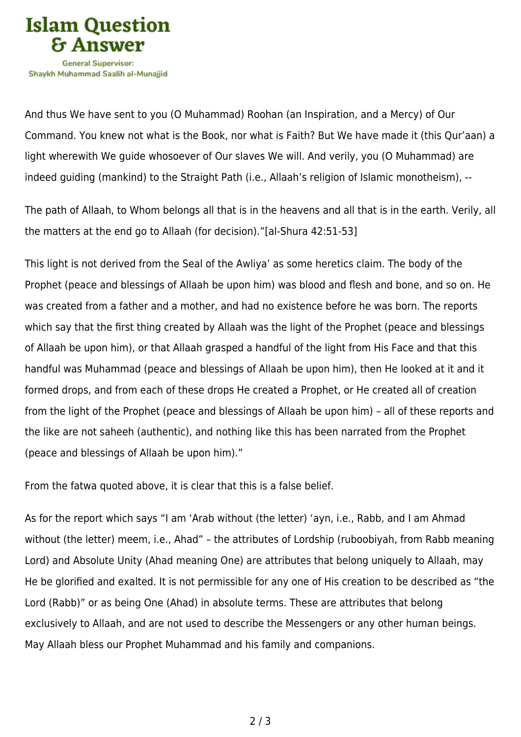And thus We have sent to you (O Muhammad) Roohan (an Inspiration, and a Mercy) of Our Command. You knew not what is the Book, nor what is Faith? But We have made it (this Qur'aan) a light wherewith We guide whosoever of Our slaves We will. And verily, you (O Muhammad) are indeed guiding (mankind) to the Straight Path (i.e., Allaah's religion of Islamic monotheism), --

The path of Allaah, to Whom belongs all that is in the heavens and all that is in the earth. Verily, all the matters at the end go to Allaah (for decision)."[al-Shura 42:51-53]

This light is not derived from the Seal of the Awliya' as some heretics claim. The body of the Prophet (peace and blessings of Allaah be upon him) was blood and flesh and bone, and so on. He was created from a father and a mother, and had no existence before he was born. The reports which say that the first thing created by Allaah was the light of the Prophet (peace and blessings of Allaah be upon him), or that Allaah grasped a handful of the light from His Face and that this handful was Muhammad (peace and blessings of Allaah be upon him), then He looked at it and it formed drops, and from each of these drops He created a Prophet, or He created all of creation from the light of the Prophet (peace and blessings of Allaah be upon him) – all of these reports and the like are not saheeh (authentic), and nothing like this has been narrated from the Prophet (peace and blessings of Allaah be upon him)."

From the fatwa quoted above, it is clear that this is a false belief.

As for the report which says "I am 'Arab without (the letter) 'ayn, i.e., Rabb, and I am Ahmad without (the letter) meem, i.e., Ahad" – the attributes of Lordship (ruboobiyah, from Rabb meaning Lord) and Absolute Unity (Ahad meaning One) are attributes that belong uniquely to Allaah, may He be glorified and exalted. It is not permissible for any one of His creation to be described as "the Lord (Rabb)" or as being One (Ahad) in absolute terms. These are attributes that belong exclusively to Allaah, and are not used to describe the Messengers or any other human beings. May Allaah bless our Prophet Muhammad and his family and companions.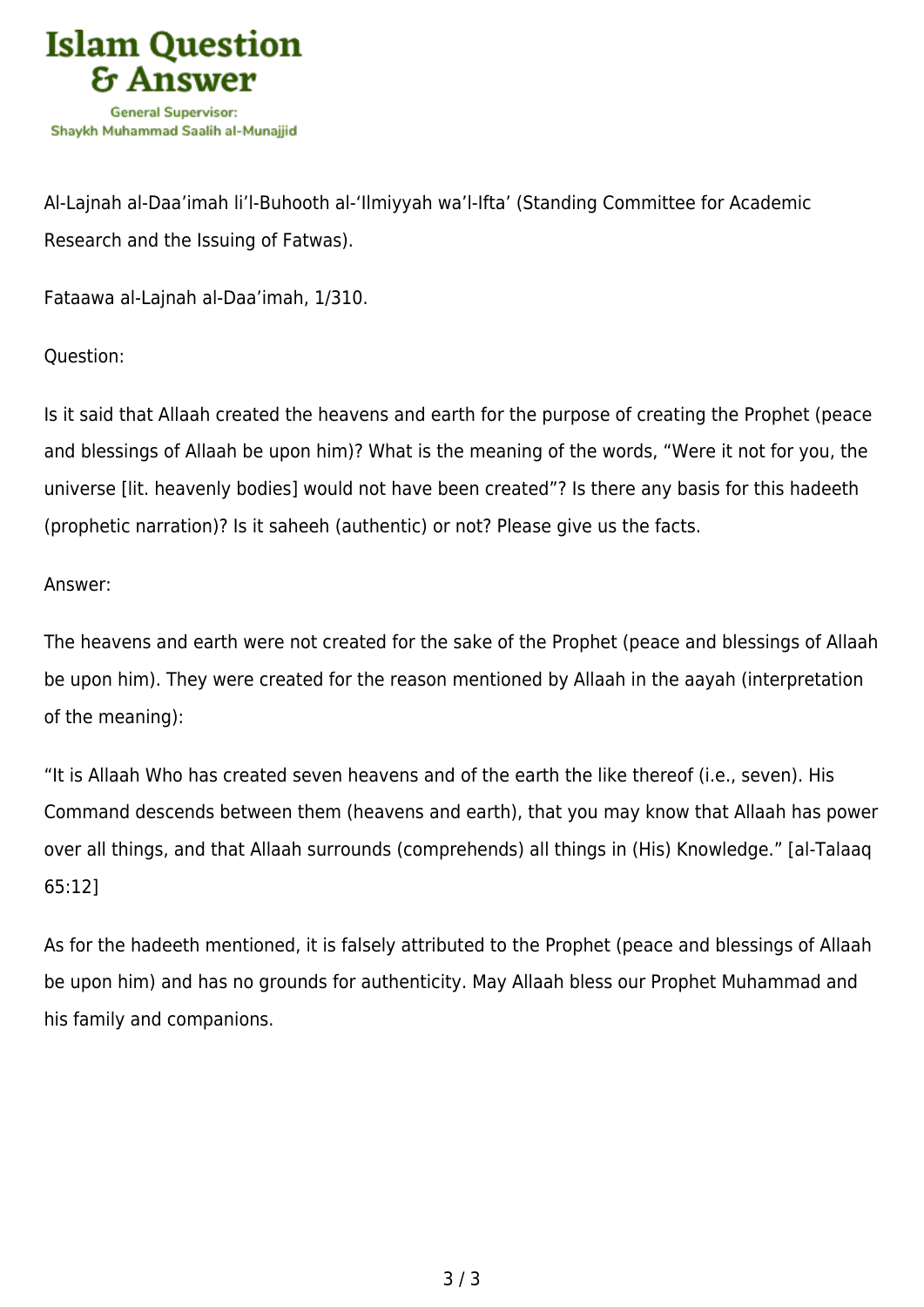Al-Lajnah al-Daa'imah li'l-Buhooth al-'Ilmiyyah wa'l-Ifta' (Standing Committee for Academic Research and the Issuing of Fatwas).

Fataawa al-Lajnah al-Daa'imah, 1/310.

Question:

Is it said that Allaah created the heavens and earth for the purpose of creating the Prophet (peace and blessings of Allaah be upon him)? What is the meaning of the words, "Were it not for you, the universe [lit. heavenly bodies] would not have been created"? Is there any basis for this hadeeth (prophetic narration)? Is it saheeh (authentic) or not? Please give us the facts.

Answer:

The heavens and earth were not created for the sake of the Prophet (peace and blessings of Allaah be upon him). They were created for the reason mentioned by Allaah in the aayah (interpretation of the meaning):

"It is Allaah Who has created seven heavens and of the earth the like thereof (i.e., seven). His Command descends between them (heavens and earth), that you may know that Allaah has power over all things, and that Allaah surrounds (comprehends) all things in (His) Knowledge." [al-Talaaq 65:12]

As for the hadeeth mentioned, it is falsely attributed to the Prophet (peace and blessings of Allaah be upon him) and has no grounds for authenticity. May Allaah bless our Prophet Muhammad and his family and companions.